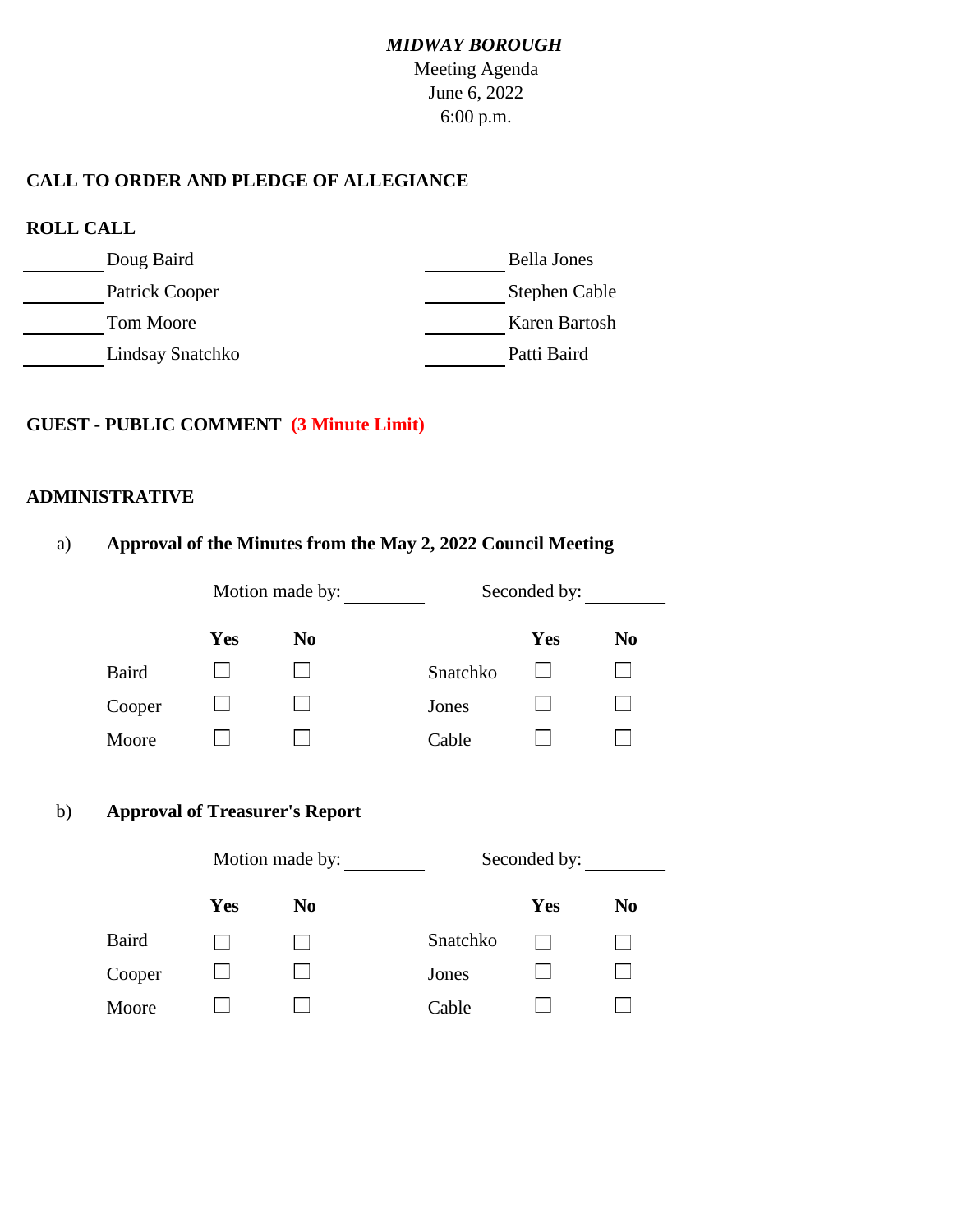*MIDWAY BOROUGH*

Meeting Agenda

June 6, 2022

6:00 p.m.

## CALL TO ORDER AND PLEDGE OF ALLEGIANCE

## ROLL CALL

| | | | |
|---|---|---|---|
| ________ | Doug Baird | ________ | Bella Jones |
| ________ | Patrick Cooper | ________ | Stephen Cable |
| ________ | Tom Moore | ________ | Karen Bartosh |
| ________ | Lindsay Snatchko | ________ | Patti Baird |

## GUEST - PUBLIC COMMENT (3 Minute Limit)

## ADMINISTRATIVE

a) **Approval of the Minutes from the May 2, 2022 Council Meeting**

Motion made by: ________ Seconded by: ________

| | Yes | No | | Yes | No |
|---|---|---|---|---|---|
| Baird | ☐ | ☐ | Snatchko | ☐ | ☐ |
| Cooper | ☐ | ☐ | Jones | ☐ | ☐ |
| Moore | ☐ | ☐ | Cable | ☐ | ☐ |

b) **Approval of Treasurer's Report**

Motion made by: ________ Seconded by: ________

| | Yes | No | | Yes | No |
|---|---|---|---|---|---|
| Baird | ☐ | ☐ | Snatchko | ☐ | ☐ |
| Cooper | ☐ | ☐ | Jones | ☐ | ☐ |
| Moore | ☐ | ☐ | Cable | ☐ | ☐ |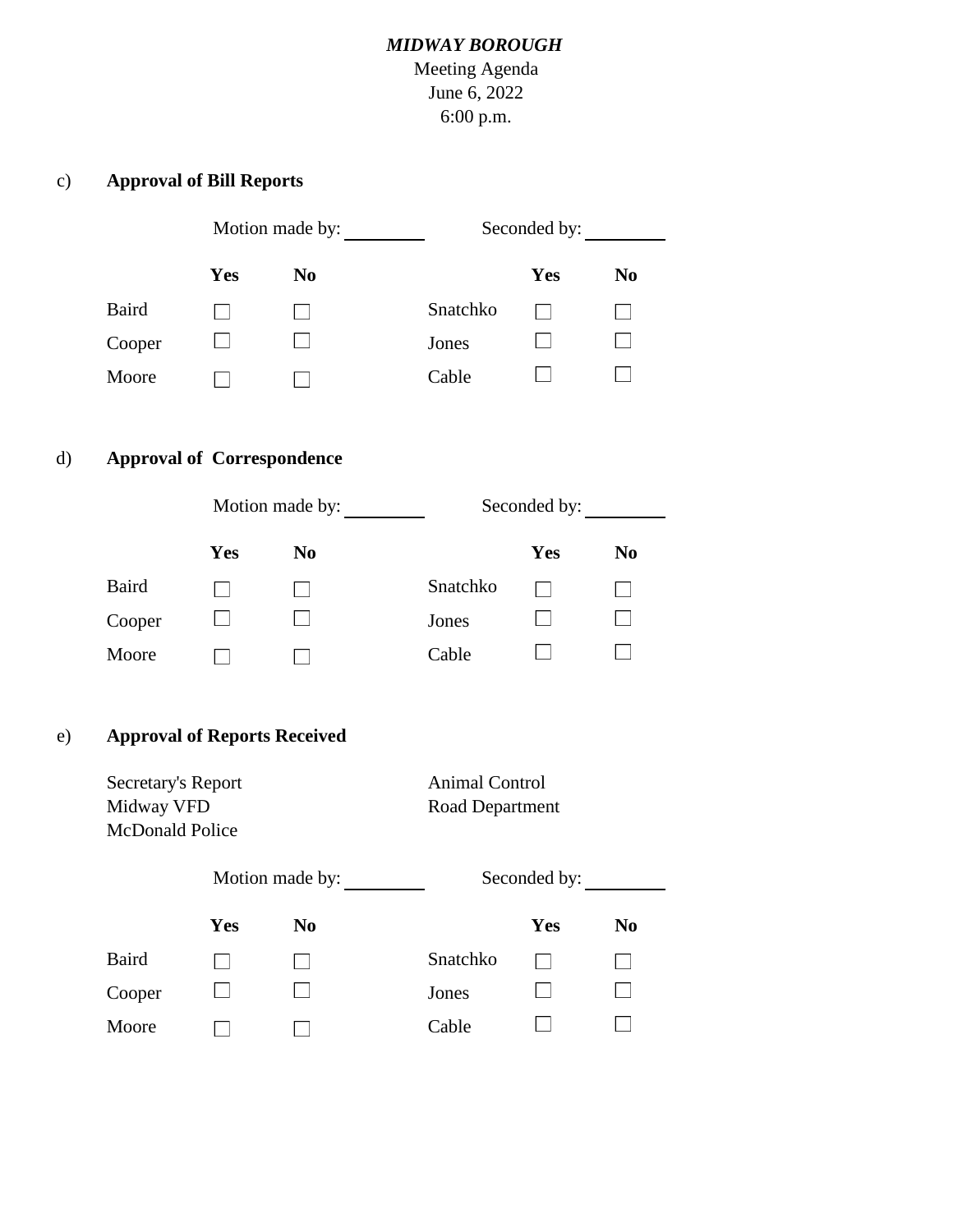*MIDWAY BOROUGH*
Meeting Agenda
June 6, 2022
6:00 p.m.

c) **Approval of Bill Reports**

Motion made by: ________ Seconded by: ________

| | **Yes** | **No** | | **Yes** | **No** |
|---|---|---|---|---|---|
| Baird | ☐ | ☐ | Snatchko | ☐ | ☐ |
| Cooper | ☐ | ☐ | Jones | ☐ | ☐ |
| Moore | ☐ | ☐ | Cable | ☐ | ☐ |

d) **Approval of Correspondence**

Motion made by: ________ Seconded by: ________

| | **Yes** | **No** | | **Yes** | **No** |
|---|---|---|---|---|---|
| Baird | ☐ | ☐ | Snatchko | ☐ | ☐ |
| Cooper | ☐ | ☐ | Jones | ☐ | ☐ |
| Moore | ☐ | ☐ | Cable | ☐ | ☐ |

e) **Approval of Reports Received**

Secretary's Report
Midway VFD
McDonald Police
Animal Control
Road Department

Motion made by: ________ Seconded by: ________

| | **Yes** | **No** | | **Yes** | **No** |
|---|---|---|---|---|---|
| Baird | ☐ | ☐ | Snatchko | ☐ | ☐ |
| Cooper | ☐ | ☐ | Jones | ☐ | ☐ |
| Moore | ☐ | ☐ | Cable | ☐ | ☐ |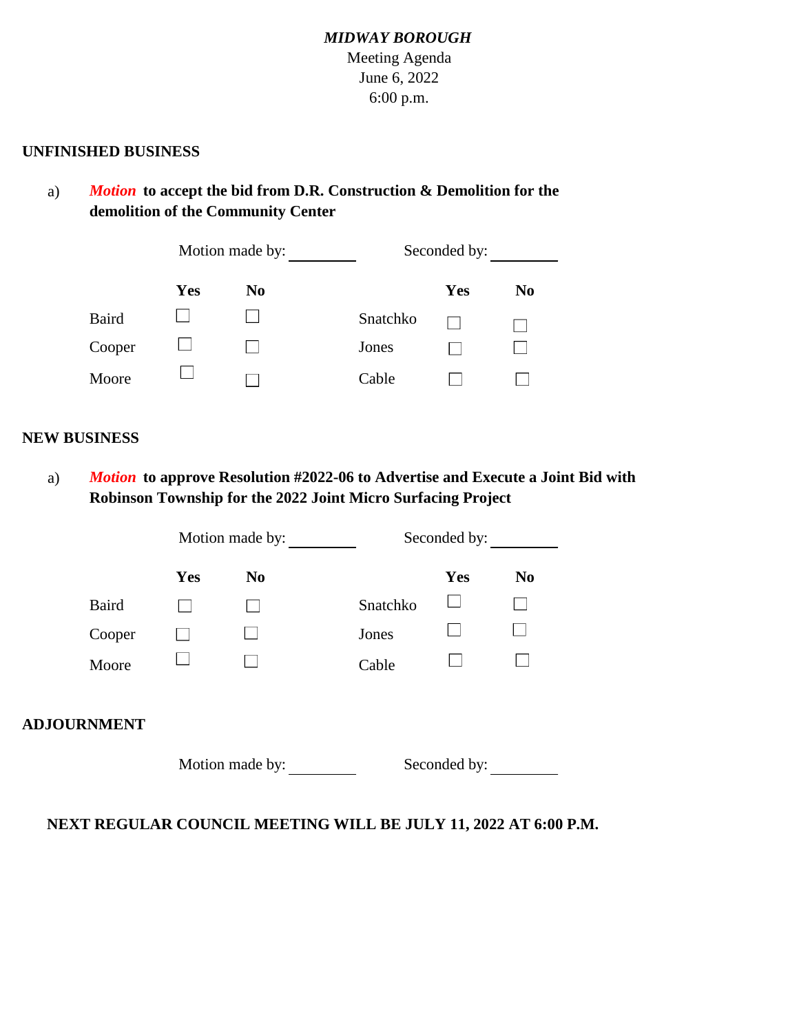*MIDWAY BOROUGH*
Meeting Agenda
June 6, 2022
6:00 p.m.

**UNFINISHED BUSINESS**

a) ***Motion*** **to accept the bid from D.R. Construction & Demolition for the demolition of the Community Center**

Motion made by: ________ Seconded by: ________

| | Yes | No | | Yes | No |
|---|---|---|---|---|---|
| Baird | ☐ | ☐ | Snatchko | ☐ | ☐ |
| Cooper | ☐ | ☐ | Jones | ☐ | ☐ |
| Moore | ☐ | ☐ | Cable | ☐ | ☐ |

**NEW BUSINESS**

a) ***Motion*** **to approve Resolution #2022-06 to Advertise and Execute a Joint Bid with Robinson Township for the 2022 Joint Micro Surfacing Project**

Motion made by: ________ Seconded by: ________

| | Yes | No | | Yes | No |
|---|---|---|---|---|---|
| Baird | ☐ | ☐ | Snatchko | ☐ | ☐ |
| Cooper | ☐ | ☐ | Jones | ☐ | ☐ |
| Moore | ☐ | ☐ | Cable | ☐ | ☐ |

**ADJOURNMENT**

Motion made by: ________ Seconded by: ________

**NEXT REGULAR COUNCIL MEETING WILL BE JULY 11, 2022 AT 6:00 P.M.**